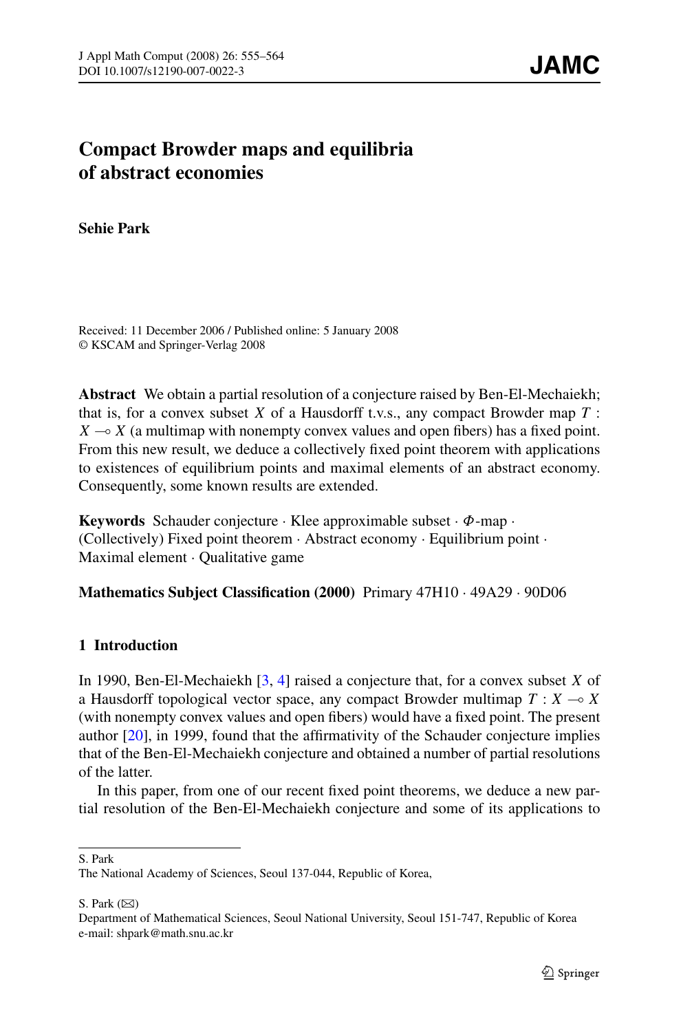# Compact Browder maps and equilibria of abstract economies

**Sehie Park**

Received: 11 December 2006 / Published online: 5 January 2008
© KSCAM and Springer-Verlag 2008

**Abstract** We obtain a partial resolution of a conjecture raised by Ben-El-Mechaiekh; that is, for a convex subset $X$ of a Hausdorff t.v.s., any compact Browder map $T : X \multimap X$ (a multimap with nonempty convex values and open fibers) has a fixed point. From this new result, we deduce a collectively fixed point theorem with applications to existences of equilibrium points and maximal elements of an abstract economy. Consequently, some known results are extended.

**Keywords** Schauder conjecture · Klee approximable subset · $\Phi$-map · (Collectively) Fixed point theorem · Abstract economy · Equilibrium point · Maximal element · Qualitative game

**Mathematics Subject Classification (2000)** Primary 47H10 · 49A29 · 90D06

## 1 Introduction

In 1990, Ben-El-Mechaiekh [3, 4] raised a conjecture that, for a convex subset $X$ of a Hausdorff topological vector space, any compact Browder multimap $T : X \multimap X$ (with nonempty convex values and open fibers) would have a fixed point. The present author [20], in 1999, found that the affirmativity of the Schauder conjecture implies that of the Ben-El-Mechaiekh conjecture and obtained a number of partial resolutions of the latter.

In this paper, from one of our recent fixed point theorems, we deduce a new partial resolution of the Ben-El-Mechaiekh conjecture and some of its applications to

S. Park
The National Academy of Sciences, Seoul 137-044, Republic of Korea,

S. Park (✉)
Department of Mathematical Sciences, Seoul National University, Seoul 151-747, Republic of Korea
e-mail: shpark@math.snu.ac.kr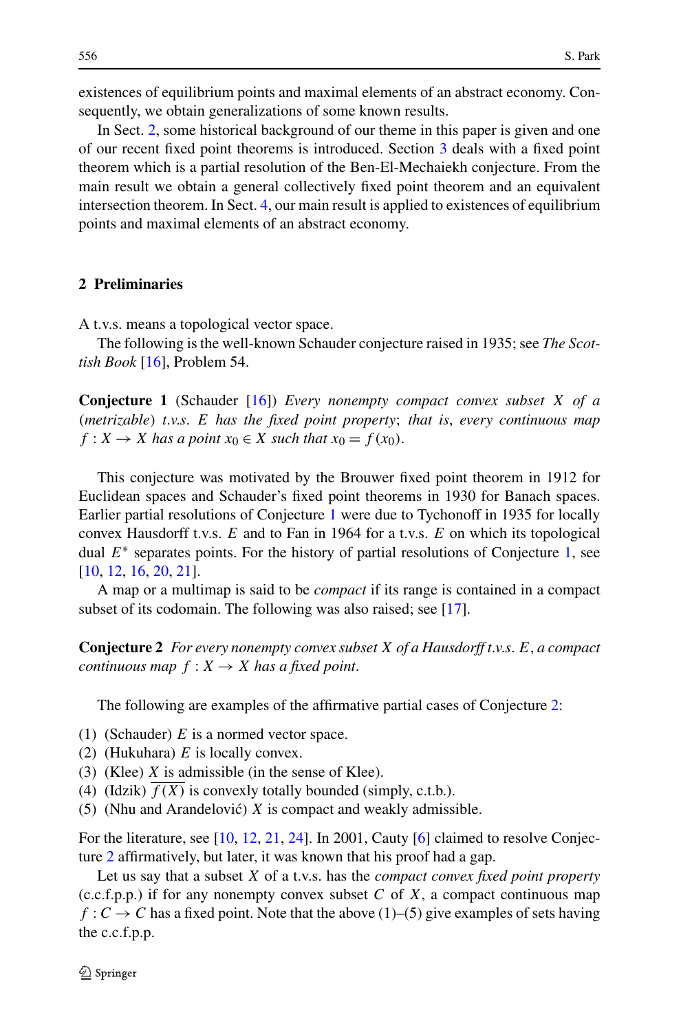existences of equilibrium points and maximal elements of an abstract economy. Consequently, we obtain generalizations of some known results.

In Sect. 2, some historical background of our theme in this paper is given and one of our recent fixed point theorems is introduced. Section 3 deals with a fixed point theorem which is a partial resolution of the Ben-El-Mechaiekh conjecture. From the main result we obtain a general collectively fixed point theorem and an equivalent intersection theorem. In Sect. 4, our main result is applied to existences of equilibrium points and maximal elements of an abstract economy.

## 2 Preliminaries

A t.v.s. means a topological vector space.

The following is the well-known Schauder conjecture raised in 1935; see *The Scottish Book* [16], Problem 54.

**Conjecture 1** (Schauder [16]) *Every nonempty compact convex subset $X$ of a (metrizable) t.v.s. $E$ has the fixed point property; that is, every continuous map $f : X \to X$ has a point $x_0 \in X$ such that $x_0 = f(x_0)$.*

This conjecture was motivated by the Brouwer fixed point theorem in 1912 for Euclidean spaces and Schauder's fixed point theorems in 1930 for Banach spaces. Earlier partial resolutions of Conjecture 1 were due to Tychonoff in 1935 for locally convex Hausdorff t.v.s. $E$ and to Fan in 1964 for a t.v.s. $E$ on which its topological dual $E^*$ separates points. For the history of partial resolutions of Conjecture 1, see [10, 12, 16, 20, 21].

A map or a multimap is said to be *compact* if its range is contained in a compact subset of its codomain. The following was also raised; see [17].

**Conjecture 2** *For every nonempty convex subset $X$ of a Hausdorff t.v.s. $E$, a compact continuous map $f : X \to X$ has a fixed point.*

The following are examples of the affirmative partial cases of Conjecture 2:

(1) (Schauder) $E$ is a normed vector space.
(2) (Hukuhara) $E$ is locally convex.
(3) (Klee) $X$ is admissible (in the sense of Klee).
(4) (Idzik) $\overline{f(X)}$ is convexly totally bounded (simply, c.t.b.).
(5) (Nhu and Arandelović) $X$ is compact and weakly admissible.

For the literature, see [10, 12, 21, 24]. In 2001, Cauty [6] claimed to resolve Conjecture 2 affirmatively, but later, it was known that his proof had a gap.

Let us say that a subset $X$ of a t.v.s. has the *compact convex fixed point property* (c.c.f.p.p.) if for any nonempty convex subset $C$ of $X$, a compact continuous map $f : C \to C$ has a fixed point. Note that the above (1)–(5) give examples of sets having the c.c.f.p.p.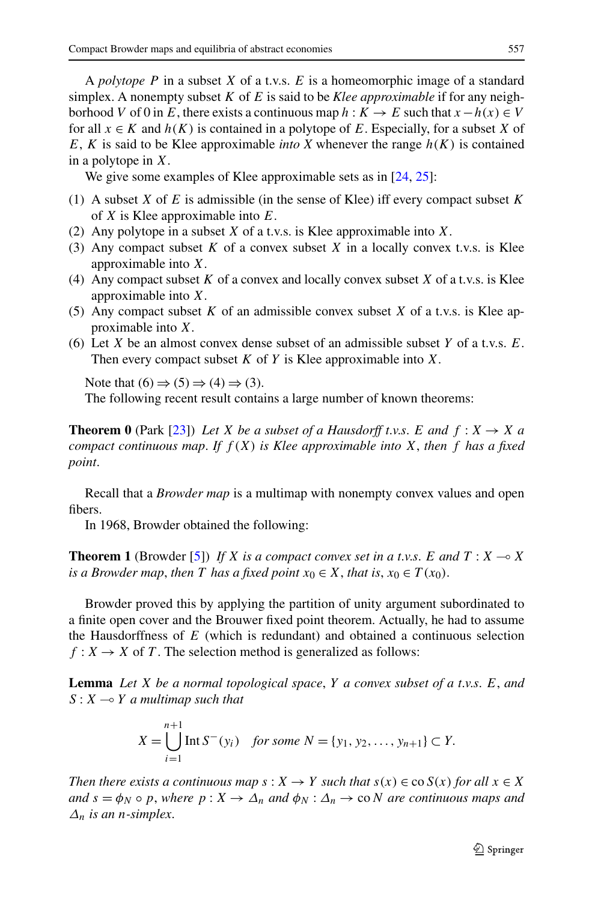A *polytope* $P$ in a subset $X$ of a t.v.s. $E$ is a homeomorphic image of a standard simplex. A nonempty subset $K$ of $E$ is said to be *Klee approximable* if for any neighborhood $V$ of 0 in $E$, there exists a continuous map $h : K \to E$ such that $x - h(x) \in V$ for all $x \in K$ and $h(K)$ is contained in a polytope of $E$. Especially, for a subset $X$ of $E$, $K$ is said to be Klee approximable *into* $X$ whenever the range $h(K)$ is contained in a polytope in $X$.

We give some examples of Klee approximable sets as in [24, 25]:

(1) A subset $X$ of $E$ is admissible (in the sense of Klee) iff every compact subset $K$ of $X$ is Klee approximable into $E$.
(2) Any polytope in a subset $X$ of a t.v.s. is Klee approximable into $X$.
(3) Any compact subset $K$ of a convex subset $X$ in a locally convex t.v.s. is Klee approximable into $X$.
(4) Any compact subset $K$ of a convex and locally convex subset $X$ of a t.v.s. is Klee approximable into $X$.
(5) Any compact subset $K$ of an admissible convex subset $X$ of a t.v.s. is Klee approximable into $X$.
(6) Let $X$ be an almost convex dense subset of an admissible subset $Y$ of a t.v.s. $E$. Then every compact subset $K$ of $Y$ is Klee approximable into $X$.

Note that (6) $\Rightarrow$ (5) $\Rightarrow$ (4) $\Rightarrow$ (3).

The following recent result contains a large number of known theorems:

**Theorem 0** (Park [23]) *Let $X$ be a subset of a Hausdorff t.v.s. $E$ and $f : X \to X$ a compact continuous map. If $f(X)$ is Klee approximable into $X$, then $f$ has a fixed point.*

Recall that a *Browder map* is a multimap with nonempty convex values and open fibers.

In 1968, Browder obtained the following:

**Theorem 1** (Browder [5]) *If $X$ is a compact convex set in a t.v.s. $E$ and $T : X \multimap X$ is a Browder map, then $T$ has a fixed point $x_0 \in X$, that is, $x_0 \in T(x_0)$.*

Browder proved this by applying the partition of unity argument subordinated to a finite open cover and the Brouwer fixed point theorem. Actually, he had to assume the Hausdorffness of $E$ (which is redundant) and obtained a continuous selection $f : X \to X$ of $T$. The selection method is generalized as follows:

**Lemma** *Let $X$ be a normal topological space, $Y$ a convex subset of a t.v.s. $E$, and $S : X \multimap Y$ a multimap such that*

$$X = \bigcup_{i=1}^{n+1} \operatorname{Int} S^{-}(y_i) \quad \text{for some } N = \{y_1, y_2, \ldots, y_{n+1}\} \subset Y.$$

*Then there exists a continuous map $s : X \to Y$ such that $s(x) \in \operatorname{co} S(x)$ for all $x \in X$ and $s = \phi_N \circ p$, where $p : X \to \Delta_n$ and $\phi_N : \Delta_n \to \operatorname{co} N$ are continuous maps and $\Delta_n$ is an $n$-simplex.*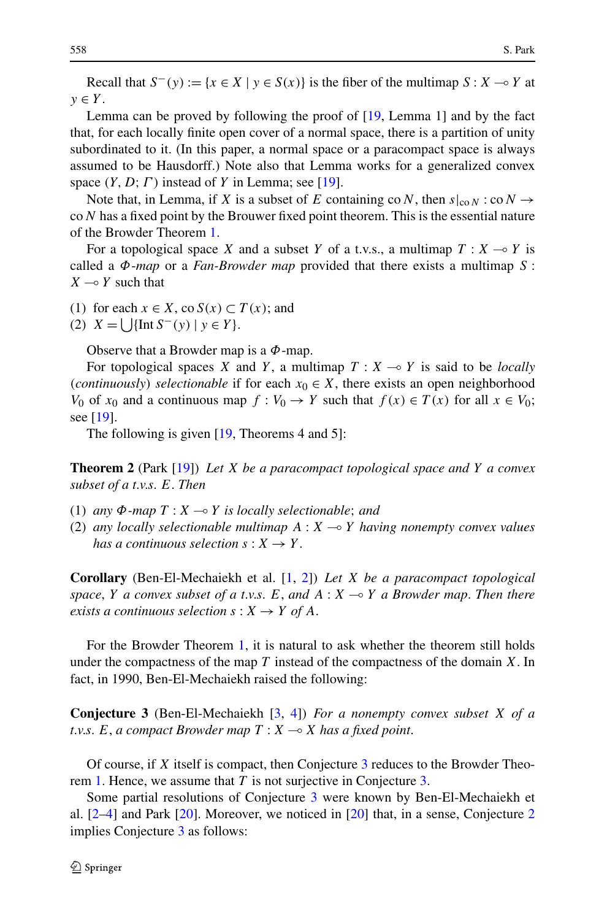Recall that $S^-(y) := \{x \in X \mid y \in S(x)\}$ is the fiber of the multimap $S : X \multimap Y$ at $y \in Y$.

Lemma can be proved by following the proof of [19, Lemma 1] and by the fact that, for each locally finite open cover of a normal space, there is a partition of unity subordinated to it. (In this paper, a normal space or a paracompact space is always assumed to be Hausdorff.) Note also that Lemma works for a generalized convex space $(Y, D; \Gamma)$ instead of $Y$ in Lemma; see [19].

Note that, in Lemma, if $X$ is a subset of $E$ containing $\operatorname{co} N$, then $s|_{\operatorname{co} N} : \operatorname{co} N \to \operatorname{co} N$ has a fixed point by the Brouwer fixed point theorem. This is the essential nature of the Browder Theorem 1.

For a topological space $X$ and a subset $Y$ of a t.v.s., a multimap $T : X \multimap Y$ is called a *$\Phi$-map* or a *Fan-Browder map* provided that there exists a multimap $S : X \multimap Y$ such that

(1) for each $x \in X$, $\operatorname{co} S(x) \subset T(x)$; and
(2) $X = \bigcup\{\operatorname{Int} S^-(y) \mid y \in Y\}$.

Observe that a Browder map is a $\Phi$-map.

For topological spaces $X$ and $Y$, a multimap $T : X \multimap Y$ is said to be *locally* (*continuously*) *selectionable* if for each $x_0 \in X$, there exists an open neighborhood $V_0$ of $x_0$ and a continuous map $f : V_0 \to Y$ such that $f(x) \in T(x)$ for all $x \in V_0$; see [19].

The following is given [19, Theorems 4 and 5]:

**Theorem 2** (Park [19]) *Let $X$ be a paracompact topological space and $Y$ a convex subset of a t.v.s. $E$. Then*

(1) *any $\Phi$-map $T : X \multimap Y$ is locally selectionable*; *and*
(2) *any locally selectionable multimap $A : X \multimap Y$ having nonempty convex values has a continuous selection $s : X \to Y$.*

**Corollary** (Ben-El-Mechaiekh et al. [1, 2]) *Let $X$ be a paracompact topological space*, *$Y$ a convex subset of a t.v.s. $E$, and $A : X \multimap Y$ a Browder map. Then there exists a continuous selection $s : X \to Y$ of $A$.*

For the Browder Theorem 1, it is natural to ask whether the theorem still holds under the compactness of the map $T$ instead of the compactness of the domain $X$. In fact, in 1990, Ben-El-Mechaiekh raised the following:

**Conjecture 3** (Ben-El-Mechaiekh [3, 4]) *For a nonempty convex subset $X$ of a t.v.s. $E$, a compact Browder map $T : X \multimap X$ has a fixed point.*

Of course, if $X$ itself is compact, then Conjecture 3 reduces to the Browder Theorem 1. Hence, we assume that $T$ is not surjective in Conjecture 3.

Some partial resolutions of Conjecture 3 were known by Ben-El-Mechaiekh et al. [2–4] and Park [20]. Moreover, we noticed in [20] that, in a sense, Conjecture 2 implies Conjecture 3 as follows: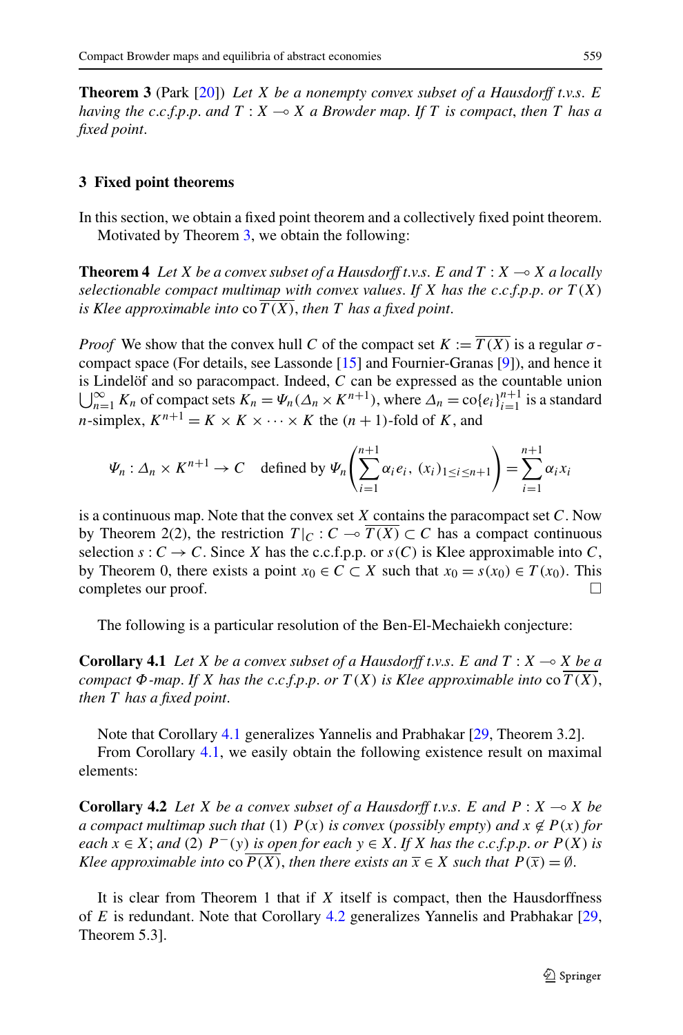**Theorem 3** (Park [20]) *Let $X$ be a nonempty convex subset of a Hausdorff t.v.s. $E$ having the c.c.f.p.p. and $T : X \multimap X$ a Browder map. If $T$ is compact, then $T$ has a fixed point.*

## 3 Fixed point theorems

In this section, we obtain a fixed point theorem and a collectively fixed point theorem.

Motivated by Theorem 3, we obtain the following:

**Theorem 4** *Let $X$ be a convex subset of a Hausdorff t.v.s. $E$ and $T : X \multimap X$ a locally selectionable compact multimap with convex values. If $X$ has the c.c.f.p.p. or $T(X)$ is Klee approximable into $\mathrm{co}\,\overline{T(X)}$, then $T$ has a fixed point.*

*Proof* We show that the convex hull $C$ of the compact set $K := \overline{T(X)}$ is a regular $\sigma$-compact space (For details, see Lassonde [15] and Fournier-Granas [9]), and hence it is Lindelöf and so paracompact. Indeed, $C$ can be expressed as the countable union $\bigcup_{n=1}^{\infty} K_n$ of compact sets $K_n = \Psi_n(\Delta_n \times K^{n+1})$, where $\Delta_n = \mathrm{co}\{e_i\}_{i=1}^{n+1}$ is a standard $n$-simplex, $K^{n+1} = K \times K \times \cdots \times K$ the $(n+1)$-fold of $K$, and

$$\Psi_n : \Delta_n \times K^{n+1} \to C \quad \text{defined by } \Psi_n\left(\sum_{i=1}^{n+1} \alpha_i e_i,\ (x_i)_{1 \le i \le n+1}\right) = \sum_{i=1}^{n+1} \alpha_i x_i$$

is a continuous map. Note that the convex set $X$ contains the paracompact set $C$. Now by Theorem 2(2), the restriction $T|_C : C \multimap \overline{T(X)} \subset C$ has a compact continuous selection $s : C \to C$. Since $X$ has the c.c.f.p.p. or $s(C)$ is Klee approximable into $C$, by Theorem 0, there exists a point $x_0 \in C \subset X$ such that $x_0 = s(x_0) \in T(x_0)$. This completes our proof. □

The following is a particular resolution of the Ben-El-Mechaiekh conjecture:

**Corollary 4.1** *Let $X$ be a convex subset of a Hausdorff t.v.s. $E$ and $T : X \multimap X$ be a compact $\Phi$-map. If $X$ has the c.c.f.p.p. or $T(X)$ is Klee approximable into $\mathrm{co}\,\overline{T(X)}$, then $T$ has a fixed point.*

Note that Corollary 4.1 generalizes Yannelis and Prabhakar [29, Theorem 3.2].

From Corollary 4.1, we easily obtain the following existence result on maximal elements:

**Corollary 4.2** *Let $X$ be a convex subset of a Hausdorff t.v.s. $E$ and $P : X \multimap X$ be a compact multimap such that* (1) *$P(x)$ is convex* (*possibly empty*) *and $x \notin P(x)$ for each $x \in X$*; *and* (2) *$P^-(y)$ is open for each $y \in X$. If $X$ has the c.c.f.p.p. or $P(X)$ is Klee approximable into $\mathrm{co}\,\overline{P(X)}$, then there exists an $\overline{x} \in X$ such that $P(\overline{x}) = \emptyset$.*

It is clear from Theorem 1 that if $X$ itself is compact, then the Hausdorffness of $E$ is redundant. Note that Corollary 4.2 generalizes Yannelis and Prabhakar [29, Theorem 5.3].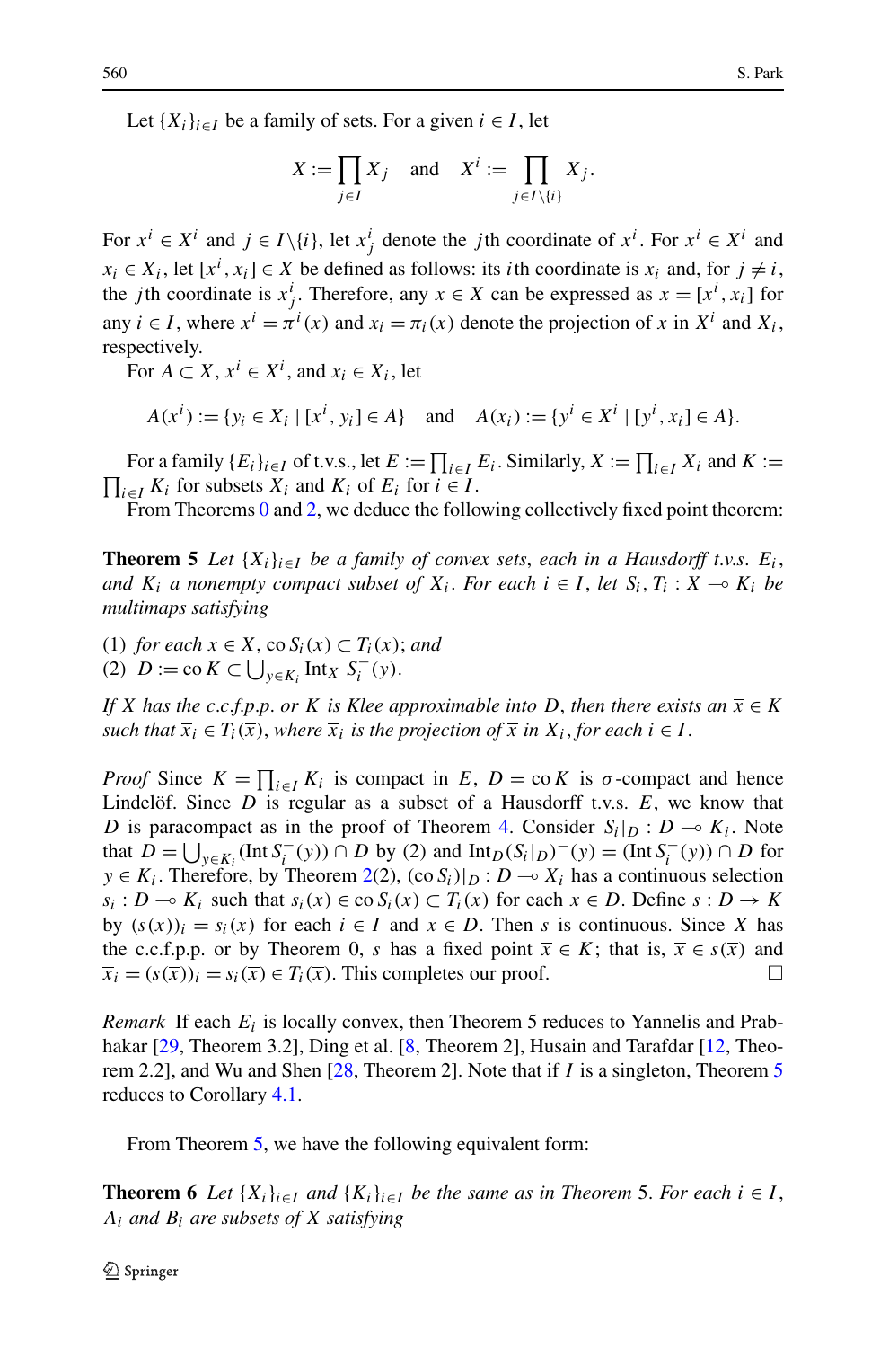Let $\{X_i\}_{i\in I}$ be a family of sets. For a given $i \in I$, let

$$X := \prod_{j\in I} X_j \quad \text{and} \quad X^i := \prod_{j\in I\setminus\{i\}} X_j.$$

For $x^i \in X^i$ and $j \in I\setminus\{i\}$, let $x^i_j$ denote the $j$th coordinate of $x^i$. For $x^i \in X^i$ and $x_i \in X_i$, let $[x^i, x_i] \in X$ be defined as follows: its $i$th coordinate is $x_i$ and, for $j \neq i$, the $j$th coordinate is $x^i_j$. Therefore, any $x \in X$ can be expressed as $x = [x^i, x_i]$ for any $i \in I$, where $x^i = \pi^i(x)$ and $x_i = \pi_i(x)$ denote the projection of $x$ in $X^i$ and $X_i$, respectively.

For $A \subset X$, $x^i \in X^i$, and $x_i \in X_i$, let

$$A(x^i) := \{y_i \in X_i \mid [x^i, y_i] \in A\} \quad \text{and} \quad A(x_i) := \{y^i \in X^i \mid [y^i, x_i] \in A\}.$$

For a family $\{E_i\}_{i\in I}$ of t.v.s., let $E := \prod_{i\in I} E_i$. Similarly, $X := \prod_{i\in I} X_i$ and $K := \prod_{i\in I} K_i$ for subsets $X_i$ and $K_i$ of $E_i$ for $i \in I$.

From Theorems 0 and 2, we deduce the following collectively fixed point theorem:

**Theorem 5** *Let $\{X_i\}_{i\in I}$ be a family of convex sets, each in a Hausdorff t.v.s. $E_i$, and $K_i$ a nonempty compact subset of $X_i$. For each $i \in I$, let $S_i, T_i : X \multimap K_i$ be multimaps satisfying*

(1) *for each $x \in X$, $\operatorname{co} S_i(x) \subset T_i(x)$; and*
(2) $D := \operatorname{co} K \subset \bigcup_{y\in K_i} \operatorname{Int}_X S_i^-(y)$.

*If $X$ has the c.c.f.p.p. or $K$ is Klee approximable into $D$, then there exists an $\overline{x} \in K$ such that $\overline{x}_i \in T_i(\overline{x})$, where $\overline{x}_i$ is the projection of $\overline{x}$ in $X_i$, for each $i \in I$.*

*Proof* Since $K = \prod_{i\in I} K_i$ is compact in $E$, $D = \operatorname{co} K$ is $\sigma$-compact and hence Lindelöf. Since $D$ is regular as a subset of a Hausdorff t.v.s. $E$, we know that $D$ is paracompact as in the proof of Theorem 4. Consider $S_i|_D : D \multimap K_i$. Note that $D = \bigcup_{y\in K_i} (\operatorname{Int} S_i^-(y)) \cap D$ by (2) and $\operatorname{Int}_D(S_i|_D)^-(y) = (\operatorname{Int} S_i^-(y)) \cap D$ for $y \in K_i$. Therefore, by Theorem 2(2), $(\operatorname{co} S_i)|_D : D \multimap X_i$ has a continuous selection $s_i : D \multimap K_i$ such that $s_i(x) \in \operatorname{co} S_i(x) \subset T_i(x)$ for each $x \in D$. Define $s : D \to K$ by $(s(x))_i = s_i(x)$ for each $i \in I$ and $x \in D$. Then $s$ is continuous. Since $X$ has the c.c.f.p.p. or by Theorem 0, $s$ has a fixed point $\overline{x} \in K$; that is, $\overline{x} \in s(\overline{x})$ and $\overline{x}_i = (s(\overline{x}))_i = s_i(\overline{x}) \in T_i(\overline{x})$. This completes our proof. □

*Remark* If each $E_i$ is locally convex, then Theorem 5 reduces to Yannelis and Prabhakar [29, Theorem 3.2], Ding et al. [8, Theorem 2], Husain and Tarafdar [12, Theorem 2.2], and Wu and Shen [28, Theorem 2]. Note that if $I$ is a singleton, Theorem 5 reduces to Corollary 4.1.

From Theorem 5, we have the following equivalent form:

**Theorem 6** *Let $\{X_i\}_{i\in I}$ and $\{K_i\}_{i\in I}$ be the same as in Theorem 5. For each $i \in I$, $A_i$ and $B_i$ are subsets of $X$ satisfying*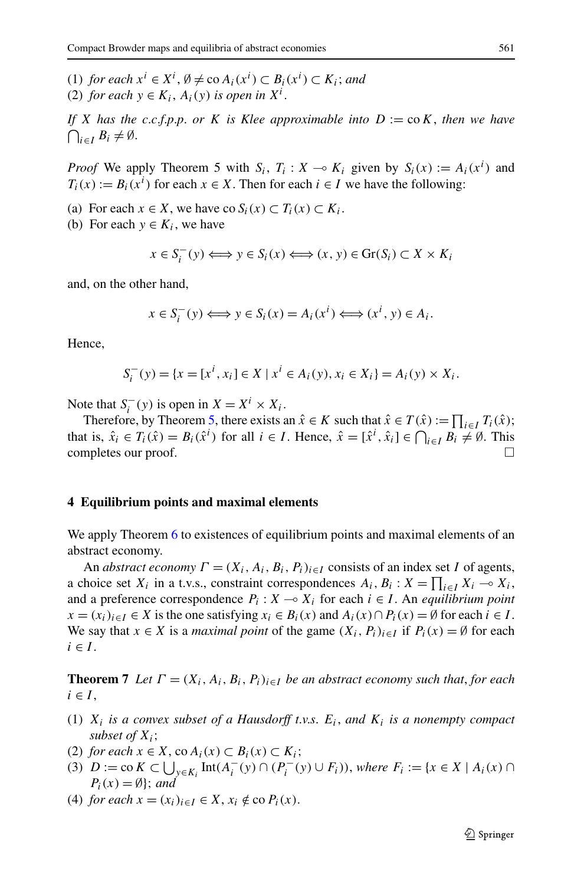(1) *for each* $x^i \in X^i$, $\emptyset \neq \operatorname{co} A_i(x^i) \subset B_i(x^i) \subset K_i$; *and*
(2) *for each* $y \in K_i$, $A_i(y)$ *is open in* $X^i$.

*If* $X$ *has the c.c.f.p.p. or* $K$ *is Klee approximable into* $D := \operatorname{co} K$, *then we have* $\bigcap_{i \in I} B_i \neq \emptyset$.

*Proof* We apply Theorem 5 with $S_i, T_i : X \multimap K_i$ given by $S_i(x) := A_i(x^i)$ and $T_i(x) := B_i(x^i)$ for each $x \in X$. Then for each $i \in I$ we have the following:

(a) For each $x \in X$, we have $\operatorname{co} S_i(x) \subset T_i(x) \subset K_i$.
(b) For each $y \in K_i$, we have

$$x \in S_i^-(y) \Longleftrightarrow y \in S_i(x) \Longleftrightarrow (x, y) \in \operatorname{Gr}(S_i) \subset X \times K_i$$

and, on the other hand,

$$x \in S_i^-(y) \Longleftrightarrow y \in S_i(x) = A_i(x^i) \Longleftrightarrow (x^i, y) \in A_i.$$

Hence,

$$S_i^-(y) = \{x = [x^i, x_i] \in X \mid x^i \in A_i(y), x_i \in X_i\} = A_i(y) \times X_i.$$

Note that $S_i^-(y)$ is open in $X = X^i \times X_i$.

Therefore, by Theorem 5, there exists an $\hat{x} \in K$ such that $\hat{x} \in T(\hat{x}) := \prod_{i \in I} T_i(\hat{x})$; that is, $\hat{x}_i \in T_i(\hat{x}) = B_i(\hat{x}^i)$ for all $i \in I$. Hence, $\hat{x} = [\hat{x}^i, \hat{x}_i] \in \bigcap_{i \in I} B_i \neq \emptyset$. This completes our proof. $\square$

## 4 Equilibrium points and maximal elements

We apply Theorem 6 to existences of equilibrium points and maximal elements of an abstract economy.

An *abstract economy* $\Gamma = (X_i, A_i, B_i, P_i)_{i \in I}$ consists of an index set $I$ of agents, a choice set $X_i$ in a t.v.s., constraint correspondences $A_i, B_i : X = \prod_{i \in I} X_i \multimap X_i$, and a preference correspondence $P_i : X \multimap X_i$ for each $i \in I$. An *equilibrium point* $x = (x_i)_{i \in I} \in X$ is the one satisfying $x_i \in B_i(x)$ and $A_i(x) \cap P_i(x) = \emptyset$ for each $i \in I$. We say that $x \in X$ is a *maximal point* of the game $(X_i, P_i)_{i \in I}$ if $P_i(x) = \emptyset$ for each $i \in I$.

**Theorem 7** *Let* $\Gamma = (X_i, A_i, B_i, P_i)_{i \in I}$ *be an abstract economy such that, for each* $i \in I$,

(1) $X_i$ *is a convex subset of a Hausdorff t.v.s.* $E_i$, *and* $K_i$ *is a nonempty compact subset of* $X_i$;
(2) *for each* $x \in X$, $\operatorname{co} A_i(x) \subset B_i(x) \subset K_i$;
(3) $D := \operatorname{co} K \subset \bigcup_{y \in K_i} \operatorname{Int}(A_i^-(y) \cap (P_i^-(y) \cup F_i))$, *where* $F_i := \{x \in X \mid A_i(x) \cap P_i(x) = \emptyset\}$; *and*
(4) *for each* $x = (x_i)_{i \in I} \in X$, $x_i \notin \operatorname{co} P_i(x)$.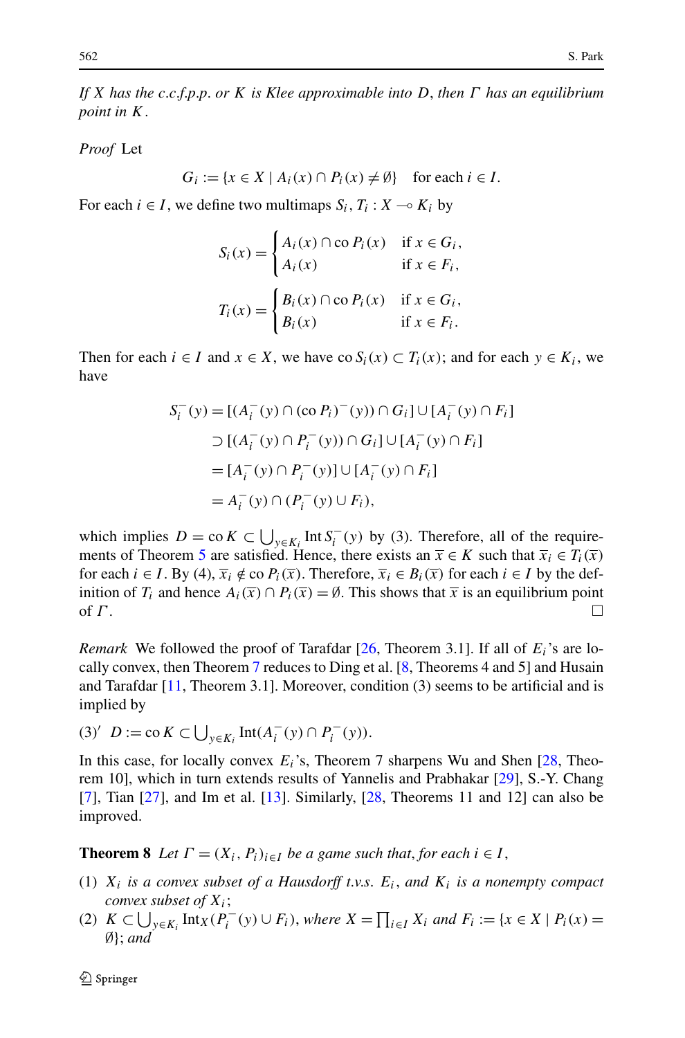*If $X$ has the c.c.f.p.p. or $K$ is Klee approximable into $D$, then $\Gamma$ has an equilibrium point in $K$.*

*Proof* Let

$$G_i := \{x \in X \mid A_i(x) \cap P_i(x) \neq \emptyset\} \quad \text{for each } i \in I.$$

For each $i \in I$, we define two multimaps $S_i, T_i : X \multimap K_i$ by

$$S_i(x) = \begin{cases} A_i(x) \cap \operatorname{co} P_i(x) & \text{if } x \in G_i, \\ A_i(x) & \text{if } x \in F_i, \end{cases}$$

$$T_i(x) = \begin{cases} B_i(x) \cap \operatorname{co} P_i(x) & \text{if } x \in G_i, \\ B_i(x) & \text{if } x \in F_i. \end{cases}$$

Then for each $i \in I$ and $x \in X$, we have $\operatorname{co} S_i(x) \subset T_i(x)$; and for each $y \in K_i$, we have

$$\begin{aligned} S_i^-(y) &= [(A_i^-(y) \cap (\operatorname{co} P_i)^-(y)) \cap G_i] \cup [A_i^-(y) \cap F_i] \\ &\supset [(A_i^-(y) \cap P_i^-(y)) \cap G_i] \cup [A_i^-(y) \cap F_i] \\ &= [A_i^-(y) \cap P_i^-(y)] \cup [A_i^-(y) \cap F_i] \\ &= A_i^-(y) \cap (P_i^-(y) \cup F_i), \end{aligned}$$

which implies $D = \operatorname{co} K \subset \bigcup_{y \in K_i} \operatorname{Int} S_i^-(y)$ by (3). Therefore, all of the requirements of Theorem 5 are satisfied. Hence, there exists an $\overline{x} \in K$ such that $\overline{x}_i \in T_i(\overline{x})$ for each $i \in I$. By (4), $\overline{x}_i \notin \operatorname{co} P_i(\overline{x})$. Therefore, $\overline{x}_i \in B_i(\overline{x})$ for each $i \in I$ by the definition of $T_i$ and hence $A_i(\overline{x}) \cap P_i(\overline{x}) = \emptyset$. This shows that $\overline{x}$ is an equilibrium point of $\Gamma$. □

*Remark* We followed the proof of Tarafdar [26, Theorem 3.1]. If all of $E_i$'s are locally convex, then Theorem 7 reduces to Ding et al. [8, Theorems 4 and 5] and Husain and Tarafdar [11, Theorem 3.1]. Moreover, condition (3) seems to be artificial and is implied by

(3)′ $D := \operatorname{co} K \subset \bigcup_{y \in K_i} \operatorname{Int}(A_i^-(y) \cap P_i^-(y))$.

In this case, for locally convex $E_i$'s, Theorem 7 sharpens Wu and Shen [28, Theorem 10], which in turn extends results of Yannelis and Prabhakar [29], S.-Y. Chang [7], Tian [27], and Im et al. [13]. Similarly, [28, Theorems 11 and 12] can also be improved.

**Theorem 8** *Let $\Gamma = (X_i, P_i)_{i \in I}$ be a game such that, for each $i \in I$,*

(1) *$X_i$ is a convex subset of a Hausdorff t.v.s. $E_i$, and $K_i$ is a nonempty compact convex subset of $X_i$;*
(2) *$K \subset \bigcup_{y \in K_i} \operatorname{Int}_X(P_i^-(y) \cup F_i)$, where $X = \prod_{i \in I} X_i$ and $F_i := \{x \in X \mid P_i(x) = \emptyset\}$; and*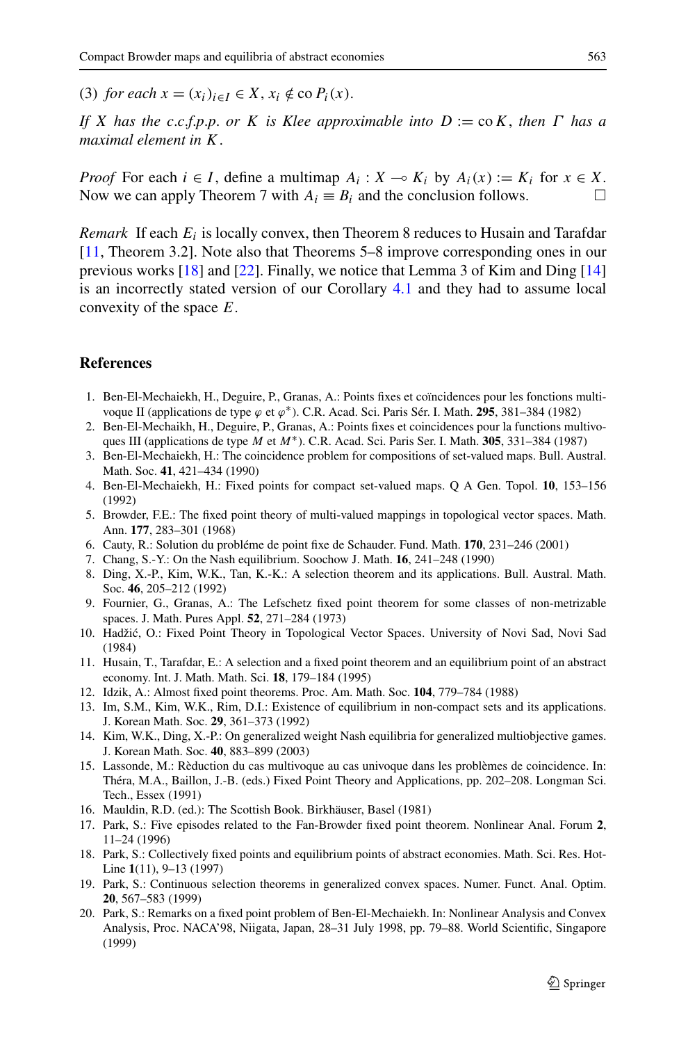(3) *for each* $x = (x_i)_{i \in I} \in X$, $x_i \notin \operatorname{co} P_i(x)$.

*If* $X$ *has the c.c.f.p.p. or* $K$ *is Klee approximable into* $D := \operatorname{co} K$, *then* $\Gamma$ *has a maximal element in* $K$.

*Proof* For each $i \in I$, define a multimap $A_i : X \multimap K_i$ by $A_i(x) := K_i$ for $x \in X$. Now we can apply Theorem 7 with $A_i \equiv B_i$ and the conclusion follows. □

*Remark* If each $E_i$ is locally convex, then Theorem 8 reduces to Husain and Tarafdar [11, Theorem 3.2]. Note also that Theorems 5–8 improve corresponding ones in our previous works [18] and [22]. Finally, we notice that Lemma 3 of Kim and Ding [14] is an incorrectly stated version of our Corollary 4.1 and they had to assume local convexity of the space $E$.

## References

1. Ben-El-Mechaiekh, H., Deguire, P., Granas, A.: Points fixes et coïncidences pour les fonctions multivoque II (applications de type $\varphi$ et $\varphi^*$). C.R. Acad. Sci. Paris Sér. I. Math. **295**, 381–384 (1982)
2. Ben-El-Mechaikh, H., Deguire, P., Granas, A.: Points fixes et coincidences pour la functions multivoques III (applications de type $M$ et $M^*$). C.R. Acad. Sci. Paris Ser. I. Math. **305**, 331–384 (1987)
3. Ben-El-Mechaiekh, H.: The coincidence problem for compositions of set-valued maps. Bull. Austral. Math. Soc. **41**, 421–434 (1990)
4. Ben-El-Mechaiekh, H.: Fixed points for compact set-valued maps. Q A Gen. Topol. **10**, 153–156 (1992)
5. Browder, F.E.: The fixed point theory of multi-valued mappings in topological vector spaces. Math. Ann. **177**, 283–301 (1968)
6. Cauty, R.: Solution du probléme de point fixe de Schauder. Fund. Math. **170**, 231–246 (2001)
7. Chang, S.-Y.: On the Nash equilibrium. Soochow J. Math. **16**, 241–248 (1990)
8. Ding, X.-P., Kim, W.K., Tan, K.-K.: A selection theorem and its applications. Bull. Austral. Math. Soc. **46**, 205–212 (1992)
9. Fournier, G., Granas, A.: The Lefschetz fixed point theorem for some classes of non-metrizable spaces. J. Math. Pures Appl. **52**, 271–284 (1973)
10. Hadžić, O.: Fixed Point Theory in Topological Vector Spaces. University of Novi Sad, Novi Sad (1984)
11. Husain, T., Tarafdar, E.: A selection and a fixed point theorem and an equilibrium point of an abstract economy. Int. J. Math. Math. Sci. **18**, 179–184 (1995)
12. Idzik, A.: Almost fixed point theorems. Proc. Am. Math. Soc. **104**, 779–784 (1988)
13. Im, S.M., Kim, W.K., Rim, D.I.: Existence of equilibrium in non-compact sets and its applications. J. Korean Math. Soc. **29**, 361–373 (1992)
14. Kim, W.K., Ding, X.-P.: On generalized weight Nash equilibria for generalized multiobjective games. J. Korean Math. Soc. **40**, 883–899 (2003)
15. Lassonde, M.: Rèduction du cas multivoque au cas univoque dans les problèmes de coincidence. In: Théra, M.A., Baillon, J.-B. (eds.) Fixed Point Theory and Applications, pp. 202–208. Longman Sci. Tech., Essex (1991)
16. Mauldin, R.D. (ed.): The Scottish Book. Birkhäuser, Basel (1981)
17. Park, S.: Five episodes related to the Fan-Browder fixed point theorem. Nonlinear Anal. Forum **2**, 11–24 (1996)
18. Park, S.: Collectively fixed points and equilibrium points of abstract economies. Math. Sci. Res. Hot-Line **1**(11), 9–13 (1997)
19. Park, S.: Continuous selection theorems in generalized convex spaces. Numer. Funct. Anal. Optim. **20**, 567–583 (1999)
20. Park, S.: Remarks on a fixed point problem of Ben-El-Mechaiekh. In: Nonlinear Analysis and Convex Analysis, Proc. NACA'98, Niigata, Japan, 28–31 July 1998, pp. 79–88. World Scientific, Singapore (1999)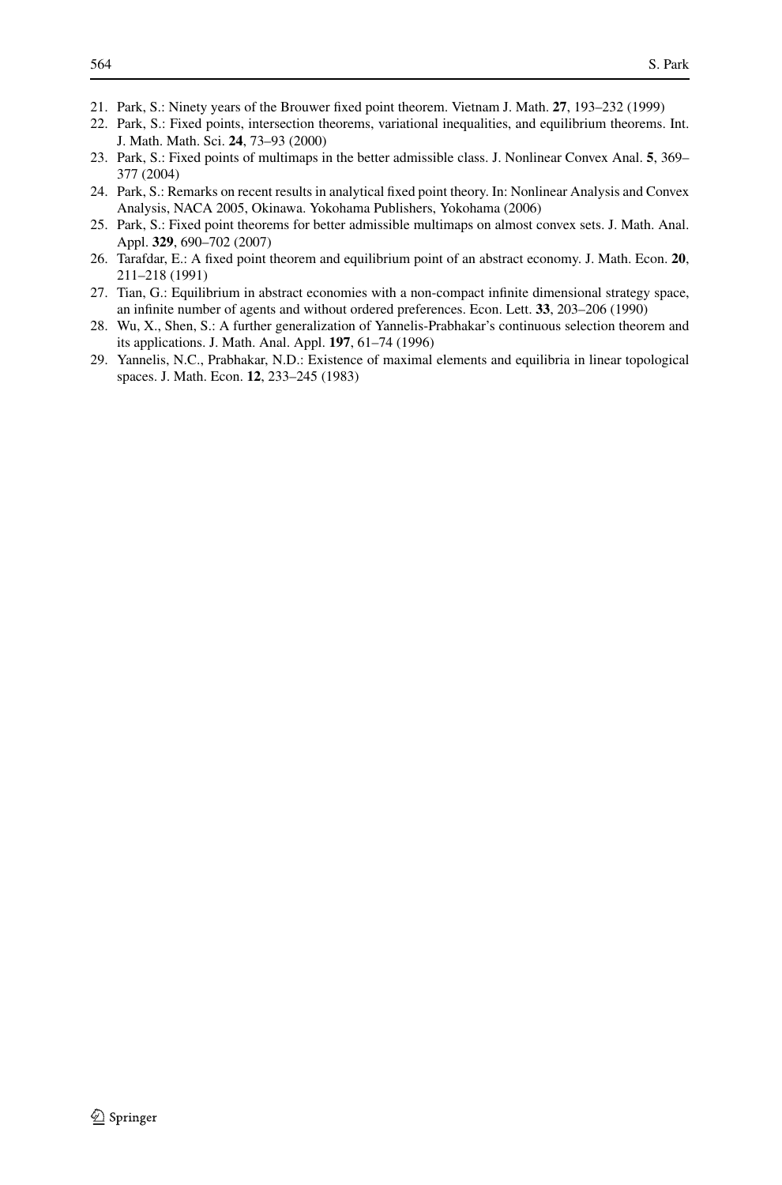21. Park, S.: Ninety years of the Brouwer fixed point theorem. Vietnam J. Math. **27**, 193–232 (1999)
22. Park, S.: Fixed points, intersection theorems, variational inequalities, and equilibrium theorems. Int. J. Math. Math. Sci. **24**, 73–93 (2000)
23. Park, S.: Fixed points of multimaps in the better admissible class. J. Nonlinear Convex Anal. **5**, 369–377 (2004)
24. Park, S.: Remarks on recent results in analytical fixed point theory. In: Nonlinear Analysis and Convex Analysis, NACA 2005, Okinawa. Yokohama Publishers, Yokohama (2006)
25. Park, S.: Fixed point theorems for better admissible multimaps on almost convex sets. J. Math. Anal. Appl. **329**, 690–702 (2007)
26. Tarafdar, E.: A fixed point theorem and equilibrium point of an abstract economy. J. Math. Econ. **20**, 211–218 (1991)
27. Tian, G.: Equilibrium in abstract economies with a non-compact infinite dimensional strategy space, an infinite number of agents and without ordered preferences. Econ. Lett. **33**, 203–206 (1990)
28. Wu, X., Shen, S.: A further generalization of Yannelis-Prabhakar's continuous selection theorem and its applications. J. Math. Anal. Appl. **197**, 61–74 (1996)
29. Yannelis, N.C., Prabhakar, N.D.: Existence of maximal elements and equilibria in linear topological spaces. J. Math. Econ. **12**, 233–245 (1983)